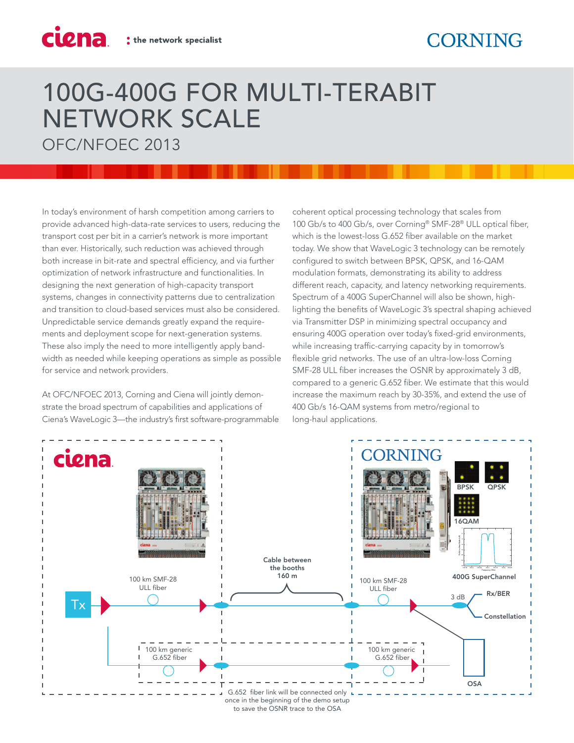# 100G-400G FOR MULTI-TERABIT NETWORK SCALE

## OFC/NFOEC 2013

In today's environment of harsh competition among carriers to provide advanced high-data-rate services to users, reducing the transport cost per bit in a carrier's network is more important than ever. Historically, such reduction was achieved through both increase in bit-rate and spectral efficiency, and via further optimization of network infrastructure and functionalities. In designing the next generation of high-capacity transport systems, changes in connectivity patterns due to centralization and transition to cloud-based services must also be considered. Unpredictable service demands greatly expand the requirements and deployment scope for next-generation systems. These also imply the need to more intelligently apply bandwidth as needed while keeping operations as simple as possible for service and network providers.

At OFC/NFOEC 2013, Corning and Ciena will jointly demonstrate the broad spectrum of capabilities and applications of Ciena's WaveLogic 3—the industry's first software-programmable coherent optical processing technology that scales from 100 Gb/s to 400 Gb/s, over Corning® SMF-28® ULL optical fiber, which is the lowest-loss G.652 fiber available on the market today. We show that WaveLogic 3 technology can be remotely configured to switch between BPSK, QPSK, and 16-QAM modulation formats, demonstrating its ability to address different reach, capacity, and latency networking requirements. Spectrum of a 400G SuperChannel will also be shown, highlighting the benefits of WaveLogic 3's spectral shaping achieved via Transmitter DSP in minimizing spectral occupancy and ensuring 400G operation over today's fixed-grid environments, while increasing traffic-carrying capacity by in tomorrow's flexible grid networks. The use of an ultra-low-loss Corning SMF-28 ULL fiber increases the OSNR by approximately 3 dB, compared to a generic G.652 fiber. We estimate that this would increase the maximum reach by 30-35%, and extend the use of 400 Gb/s 16-QAM systems from metro/regional to long-haul applications.

ciena | CORNING

BPSK | QPSK | 16QAM | 400G SuperChannel

Tx | 100 km SMF-28 ULL fiber | Cable between the booths 160 m | 100 km SMF-28 ULL fiber | 3 dB | Rx/BER | Constellation

100 km generic G.652 fiber | 100 km generic G.652 fiber | OSA

G.652 fiber link will be connected only once in the beginning of the demo setup to save the OSNR trace to the OSA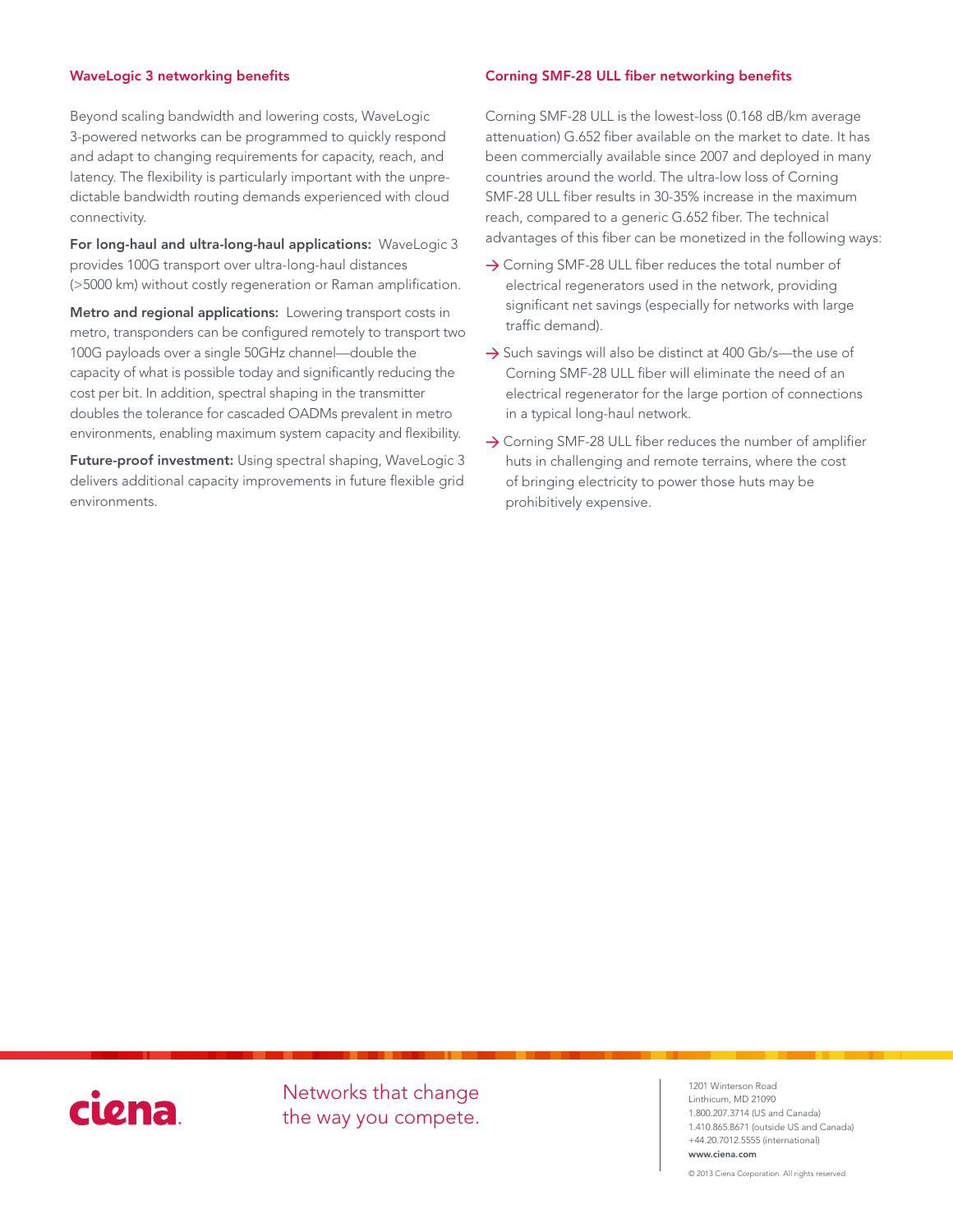## WaveLogic 3 networking benefits

Beyond scaling bandwidth and lowering costs, WaveLogic 3-powered networks can be programmed to quickly respond and adapt to changing requirements for capacity, reach, and latency. The flexibility is particularly important with the unpredictable bandwidth routing demands experienced with cloud connectivity.

**For long-haul and ultra-long-haul applications:** WaveLogic 3 provides 100G transport over ultra-long-haul distances (>5000 km) without costly regeneration or Raman amplification.

**Metro and regional applications:** Lowering transport costs in metro, transponders can be configured remotely to transport two 100G payloads over a single 50GHz channel—double the capacity of what is possible today and significantly reducing the cost per bit. In addition, spectral shaping in the transmitter doubles the tolerance for cascaded OADMs prevalent in metro environments, enabling maximum system capacity and flexibility.

**Future-proof investment:** Using spectral shaping, WaveLogic 3 delivers additional capacity improvements in future flexible grid environments.

## Corning SMF-28 ULL fiber networking benefits

Corning SMF-28 ULL is the lowest-loss (0.168 dB/km average attenuation) G.652 fiber available on the market to date. It has been commercially available since 2007 and deployed in many countries around the world. The ultra-low loss of Corning SMF-28 ULL fiber results in 30-35% increase in the maximum reach, compared to a generic G.652 fiber. The technical advantages of this fiber can be monetized in the following ways:

- → Corning SMF-28 ULL fiber reduces the total number of electrical regenerators used in the network, providing significant net savings (especially for networks with large traffic demand).
- → Such savings will also be distinct at 400 Gb/s—the use of Corning SMF-28 ULL fiber will eliminate the need of an electrical regenerator for the large portion of connections in a typical long-haul network.
- → Corning SMF-28 ULL fiber reduces the number of amplifier huts in challenging and remote terrains, where the cost of bringing electricity to power those huts may be prohibitively expensive.

ciena.

Networks that change the way you compete.

1201 Winterson Road
Linthicum, MD 21090
1.800.207.3714 (US and Canada)
1.410.865.8671 (outside US and Canada)
+44.20.7012.5555 (international)
**www.ciena.com**

© 2013 Ciena Corporation. All rights reserved.